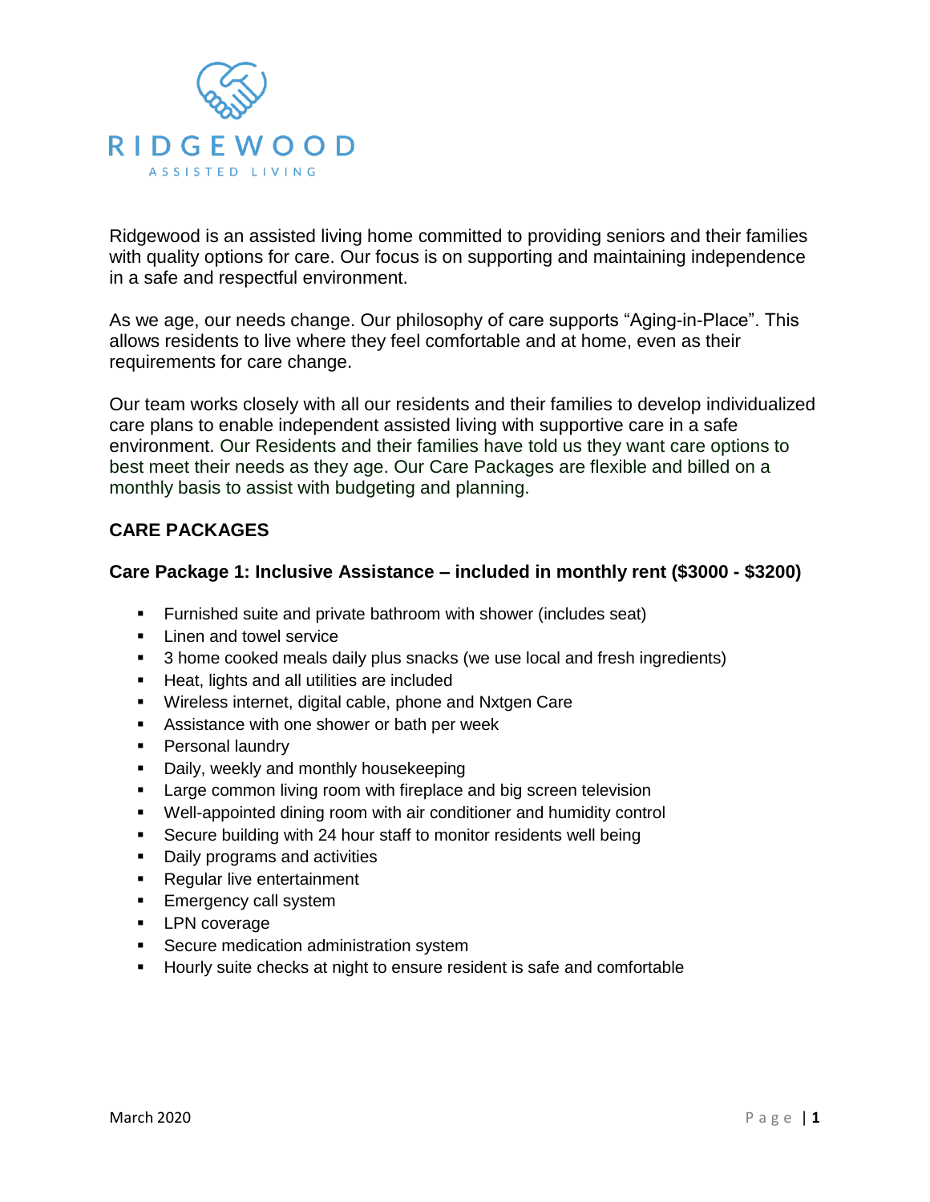RIDGEWOOD

ASSISTED LIVING

Ridgewood is an assisted living home committed to providing seniors and their families with quality options for care. Our focus is on supporting and maintaining independence in a safe and respectful environment.

As we age, our needs change. Our philosophy of care supports "Aging-in-Place". This allows residents to live where they feel comfortable and at home, even as their requirements for care change.

Our team works closely with all our residents and their families to develop individualized care plans to enable independent assisted living with supportive care in a safe environment. Our Residents and their families have told us they want care options to best meet their needs as they age. Our Care Packages are flexible and billed on a monthly basis to assist with budgeting and planning.

## CARE PACKAGES

### Care Package 1: Inclusive Assistance – included in monthly rent ($3000 - $3200)

- Furnished suite and private bathroom with shower (includes seat)
- Linen and towel service
- 3 home cooked meals daily plus snacks (we use local and fresh ingredients)
- Heat, lights and all utilities are included
- Wireless internet, digital cable, phone and Nxtgen Care
- Assistance with one shower or bath per week
- Personal laundry
- Daily, weekly and monthly housekeeping
- Large common living room with fireplace and big screen television
- Well-appointed dining room with air conditioner and humidity control
- Secure building with 24 hour staff to monitor residents well being
- Daily programs and activities
- Regular live entertainment
- Emergency call system
- LPN coverage
- Secure medication administration system
- Hourly suite checks at night to ensure resident is safe and comfortable

March 2020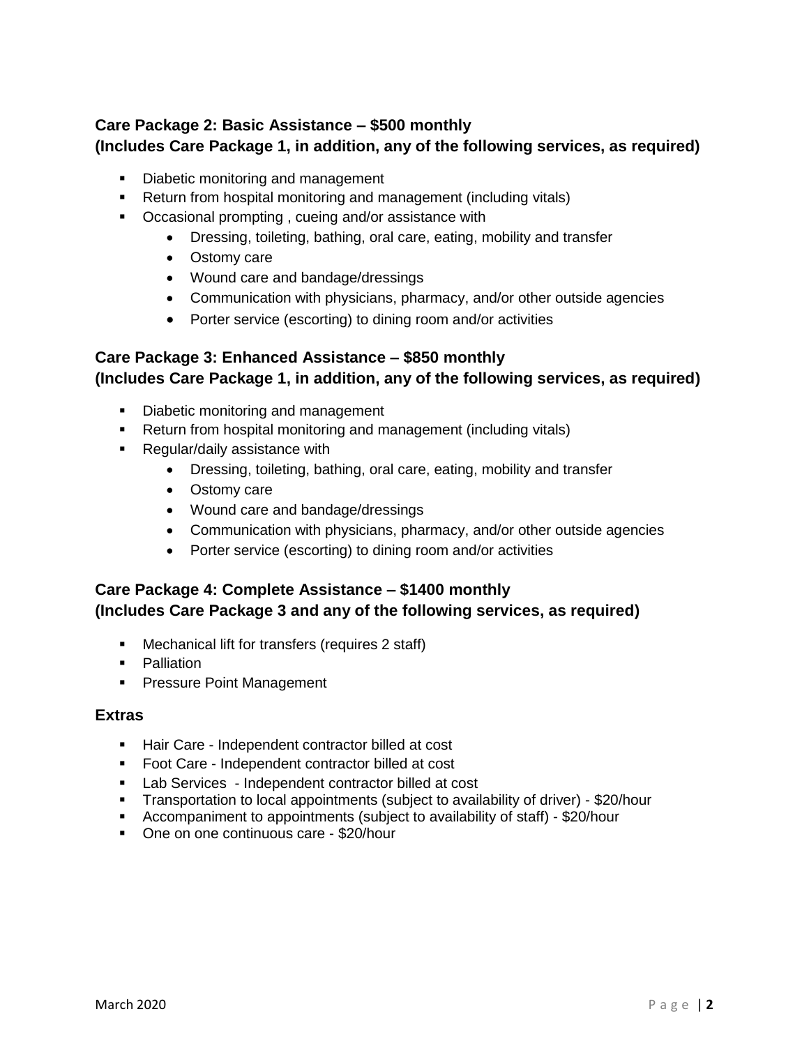### Care Package 2: Basic Assistance – $500 monthly
### (Includes Care Package 1, in addition, any of the following services, as required)

- Diabetic monitoring and management
- Return from hospital monitoring and management (including vitals)
- Occasional prompting , cueing and/or assistance with
  - Dressing, toileting, bathing, oral care, eating, mobility and transfer
  - Ostomy care
  - Wound care and bandage/dressings
  - Communication with physicians, pharmacy, and/or other outside agencies
  - Porter service (escorting) to dining room and/or activities

### Care Package 3: Enhanced Assistance – $850 monthly
### (Includes Care Package 1, in addition, any of the following services, as required)

- Diabetic monitoring and management
- Return from hospital monitoring and management (including vitals)
- Regular/daily assistance with
  - Dressing, toileting, bathing, oral care, eating, mobility and transfer
  - Ostomy care
  - Wound care and bandage/dressings
  - Communication with physicians, pharmacy, and/or other outside agencies
  - Porter service (escorting) to dining room and/or activities

### Care Package 4: Complete Assistance – $1400 monthly
### (Includes Care Package 3 and any of the following services, as required)

- Mechanical lift for transfers (requires 2 staff)
- Palliation
- Pressure Point Management

### Extras

- Hair Care - Independent contractor billed at cost
- Foot Care - Independent contractor billed at cost
- Lab Services - Independent contractor billed at cost
- Transportation to local appointments (subject to availability of driver) - $20/hour
- Accompaniment to appointments (subject to availability of staff) - $20/hour
- One on one continuous care - $20/hour